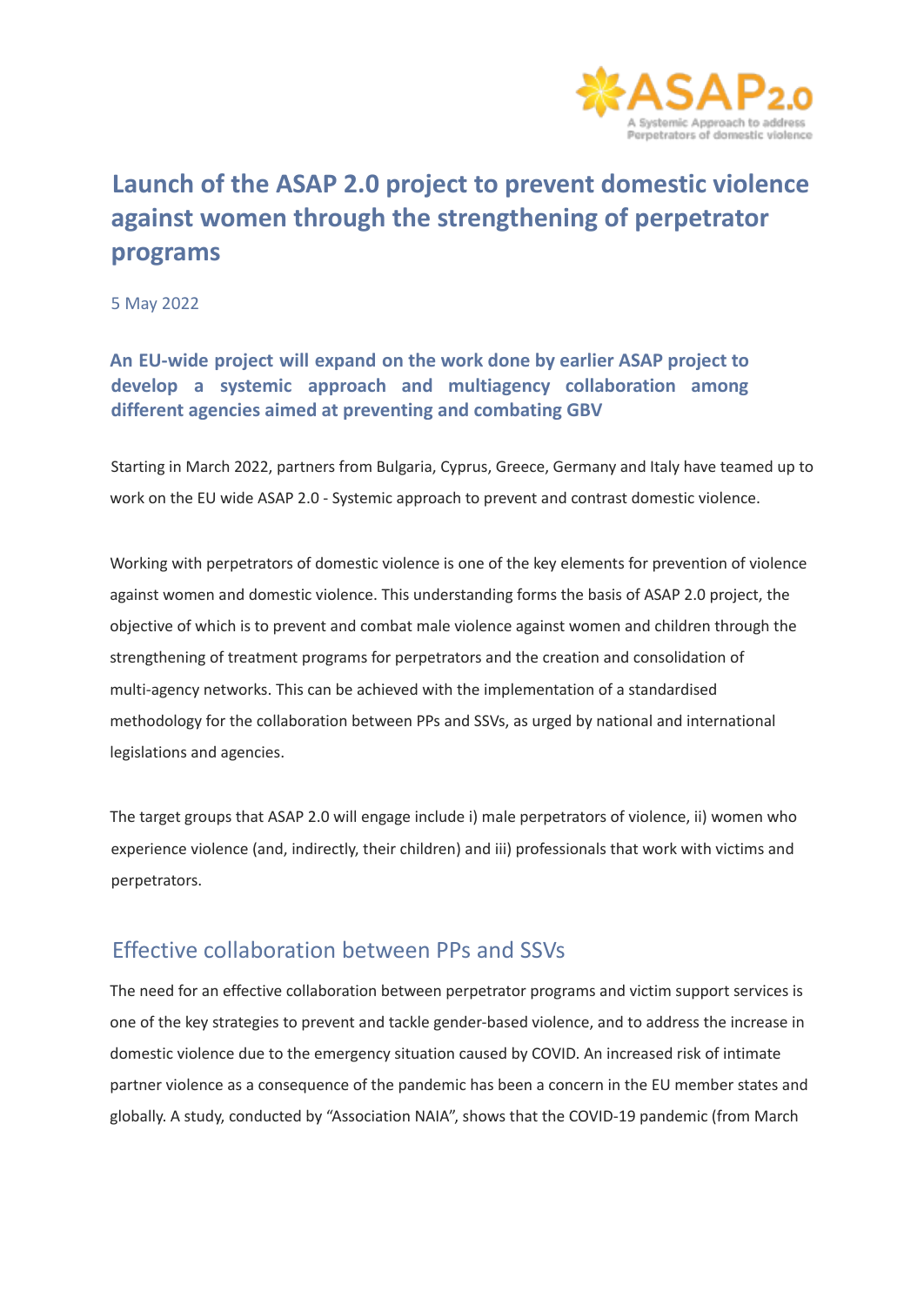# Launch of the ASAP 2.0 project to prevent domestic violence against women through the strengthening of perpetrator programs

5 May 2022

**An EU-wide project will expand on the work done by earlier ASAP project to develop a systemic approach and multiagency collaboration among different agencies aimed at preventing and combating GBV**

Starting in March 2022, partners from Bulgaria, Cyprus, Greece, Germany and Italy have teamed up to work on the EU wide ASAP 2.0 - Systemic approach to prevent and contrast domestic violence.

Working with perpetrators of domestic violence is one of the key elements for prevention of violence against women and domestic violence. This understanding forms the basis of ASAP 2.0 project, the objective of which is to prevent and combat male violence against women and children through the strengthening of treatment programs for perpetrators and the creation and consolidation of multi-agency networks. This can be achieved with the implementation of a standardised methodology for the collaboration between PPs and SSVs, as urged by national and international legislations and agencies.

The target groups that ASAP 2.0 will engage include i) male perpetrators of violence, ii) women who experience violence (and, indirectly, their children) and iii) professionals that work with victims and perpetrators.

## Effective collaboration between PPs and SSVs

The need for an effective collaboration between perpetrator programs and victim support services is one of the key strategies to prevent and tackle gender-based violence, and to address the increase in domestic violence due to the emergency situation caused by COVID. An increased risk of intimate partner violence as a consequence of the pandemic has been a concern in the EU member states and globally. A study, conducted by "Association NAIA", shows that the COVID-19 pandemic (from March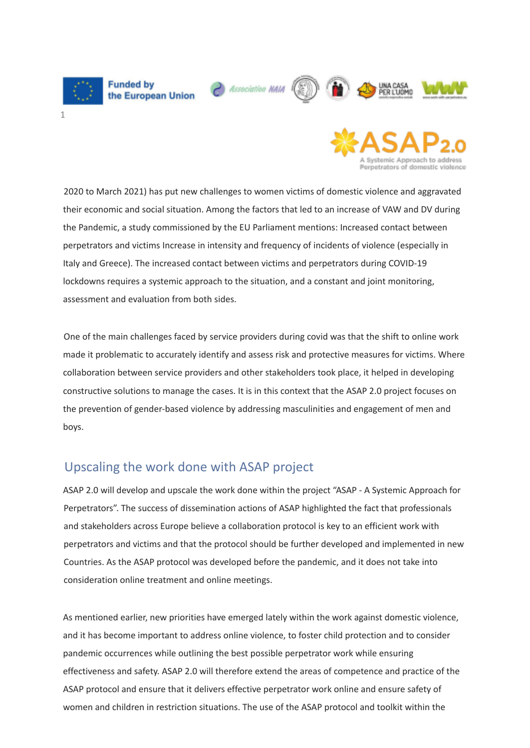2020 to March 2021) has put new challenges to women victims of domestic violence and aggravated their economic and social situation. Among the factors that led to an increase of VAW and DV during the Pandemic, a study commissioned by the EU Parliament mentions: Increased contact between perpetrators and victims Increase in intensity and frequency of incidents of violence (especially in Italy and Greece). The increased contact between victims and perpetrators during COVID-19 lockdowns requires a systemic approach to the situation, and a constant and joint monitoring, assessment and evaluation from both sides.

One of the main challenges faced by service providers during covid was that the shift to online work made it problematic to accurately identify and assess risk and protective measures for victims. Where collaboration between service providers and other stakeholders took place, it helped in developing constructive solutions to manage the cases. It is in this context that the ASAP 2.0 project focuses on the prevention of gender-based violence by addressing masculinities and engagement of men and boys.

## Upscaling the work done with ASAP project

ASAP 2.0 will develop and upscale the work done within the project "ASAP - A Systemic Approach for Perpetrators". The success of dissemination actions of ASAP highlighted the fact that professionals and stakeholders across Europe believe a collaboration protocol is key to an efficient work with perpetrators and victims and that the protocol should be further developed and implemented in new Countries. As the ASAP protocol was developed before the pandemic, and it does not take into consideration online treatment and online meetings.

As mentioned earlier, new priorities have emerged lately within the work against domestic violence, and it has become important to address online violence, to foster child protection and to consider pandemic occurrences while outlining the best possible perpetrator work while ensuring effectiveness and safety. ASAP 2.0 will therefore extend the areas of competence and practice of the ASAP protocol and ensure that it delivers effective perpetrator work online and ensure safety of women and children in restriction situations. The use of the ASAP protocol and toolkit within the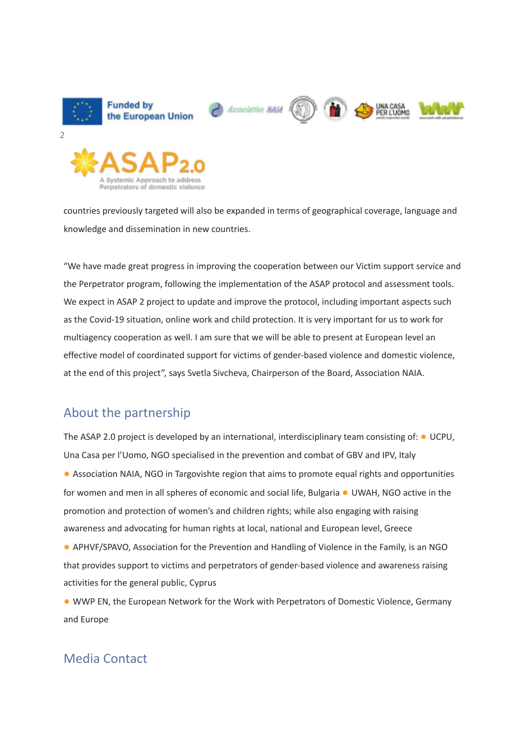countries previously targeted will also be expanded in terms of geographical coverage, language and knowledge and dissemination in new countries.

"We have made great progress in improving the cooperation between our Victim support service and the Perpetrator program, following the implementation of the ASAP protocol and assessment tools. We expect in ASAP 2 project to update and improve the protocol, including important aspects such as the Covid-19 situation, online work and child protection. It is very important for us to work for multiagency cooperation as well. I am sure that we will be able to present at European level an effective model of coordinated support for victims of gender-based violence and domestic violence, at the end of this project", says Svetla Sivcheva, Chairperson of the Board, Association NAIA.

## About the partnership

The ASAP 2.0 project is developed by an international, interdisciplinary team consisting of:

- UCPU, Una Casa per l'Uomo, NGO specialised in the prevention and combat of GBV and IPV, Italy
- Association NAIA, NGO in Targovishte region that aims to promote equal rights and opportunities for women and men in all spheres of economic and social life, Bulgaria
- UWAH, NGO active in the promotion and protection of women's and children rights; while also engaging with raising awareness and advocating for human rights at local, national and European level, Greece
- APHVF/SPAVO, Association for the Prevention and Handling of Violence in the Family, is an NGO that provides support to victims and perpetrators of gender-based violence and awareness raising activities for the general public, Cyprus
- WWP EN, the European Network for the Work with Perpetrators of Domestic Violence, Germany and Europe

## Media Contact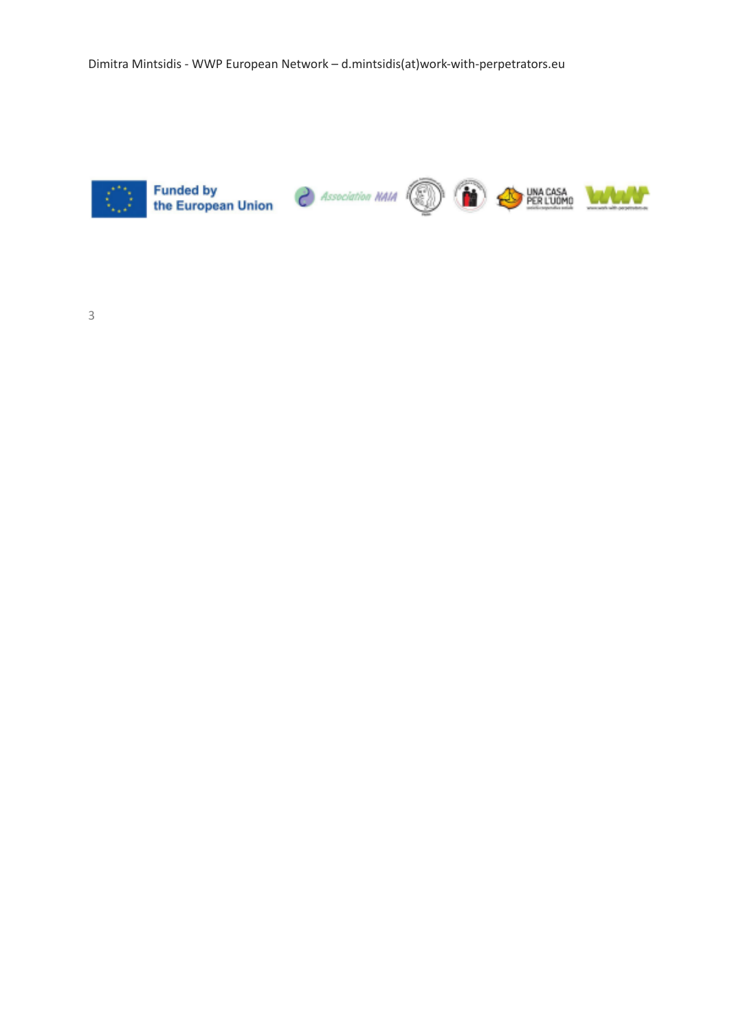Dimitra Mintsidis - WWP European Network – d.mintsidis(at)work-with-perpetrators.eu

Funded by the European Union

Association NAIA

UNA CASA PER L'UOMO